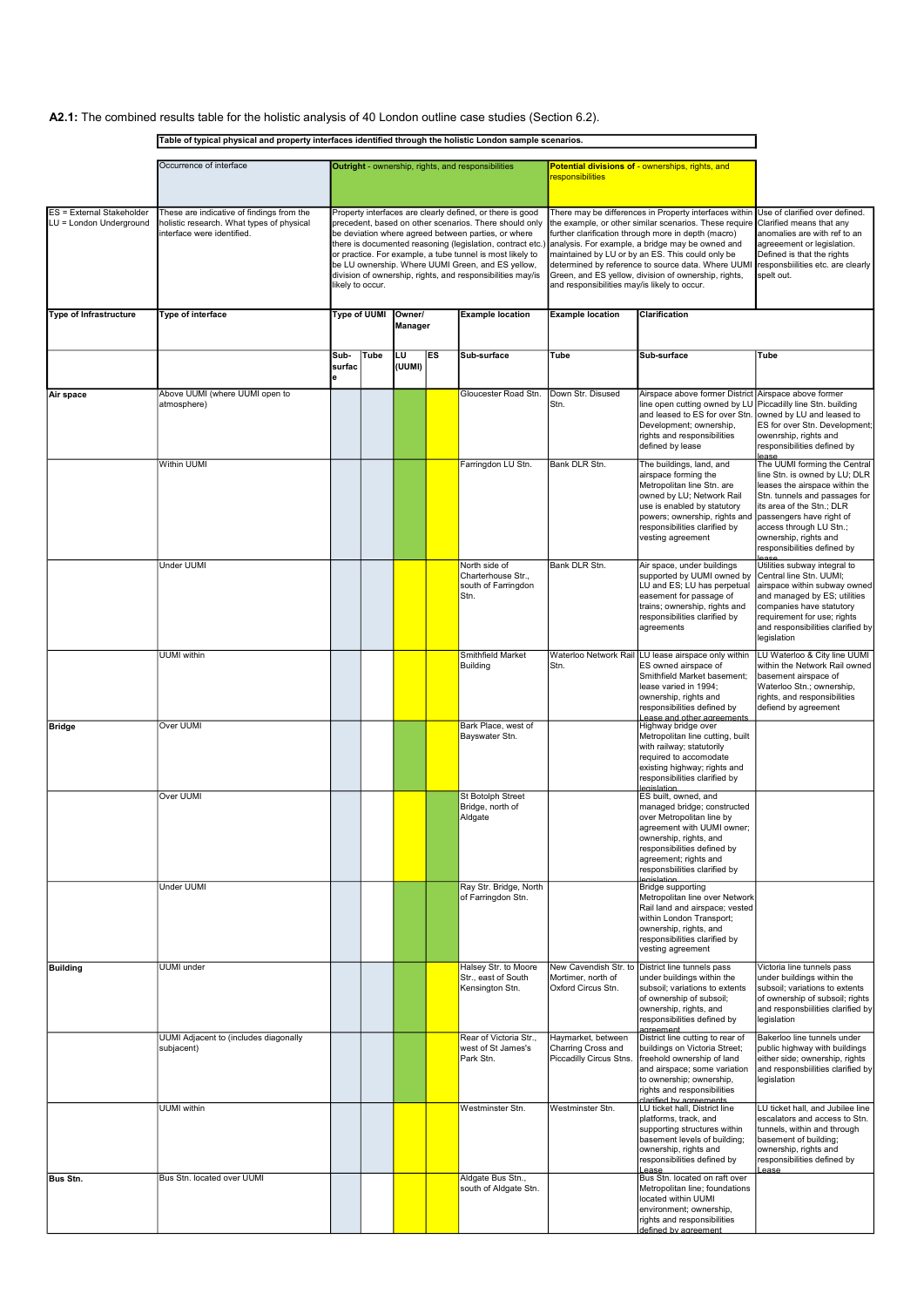**A2.1:** The combined results table for the holistic analysis of 40 London outline case studies (Section 6.2).

**Table of typical physical and property interfaces identified through the holistic London sample scenarios.**

| | Occurrence of interface | **Outright** - ownership, rights, and responsibilities | | | | | **Potential divisions of** - ownerships, rights, and responsibilities | | |
|---|---|---|---|---|---|---|---|---|---|
| ES = External Stakeholder<br>LU = London Underground | These are indicative of findings from the holistic research. What types of physical interface were identified. | Property interfaces are clearly defined, or there is good precedent, based on other scenarios. There should only be deviation where agreed between parties, or where there is documented reasoning (legislation, contract etc.) or practice. For example, a tube tunnel is most likely to be LU ownership. Where UUMI Green, and ES yellow, division of ownership, rights, and responsibilities may/is likely to occur. | | | | | There may be differences in Property interfaces within the example, or other similar scenarios. These require further clarification through more in depth (macro) analysis. For example, a bridge may be owned and maintained by LU or by an ES. This could only be determined by reference to source data. Where UUMI Green, and ES yellow, division of ownership, rights, and responsibilities may/is likely to occur. | | Use of clarified over defined. Clarified means that any anomalies are with ref to an agreement or legislation. Defined is that the rights responsbilities etc. are clearly spelt out. |
| **Type of Infrastructure** | **Type of interface** | **Type of UUMI** | | **Owner/ Manager** | | **Example location** | **Example location** | **Clarification** | |
| | | **Sub-surface** | **Tube** | **LU (UUMI)** | **ES** | **Sub-surface** | **Tube** | **Sub-surface** | **Tube** |
| **Air space** | Above UUMI (where UUMI open to atmosphere) | | | Green | Yellow | Gloucester Road Stn. | Down Str. Disused Stn. | Airspace above former District line open cutting owned by LU and leased to ES for over Stn. Development; ownership, rights and responsibilities defined by lease | Airspace above former Piccadilly line Stn. building owned by LU and leased to ES for over Stn. Development; ownership, rights and responsibilities defined by lease |
| | Within UUMI | | | Green | Yellow | Farringdon LU Stn. | Bank DLR Stn. | The buildings, land, and airspace forming the Metropolitan line Stn. are owned by LU; Network Rail use is enabled by statutory powers; ownership, rights and responsibilities clarified by vesting agreement | The UUMI forming the Central line Stn. is owned by LU; DLR leases the airspace within the Stn. tunnels and passages for its area of the Stn.; DLR passengers have right of access through LU Stn.; ownership, rights and responsibilities defined by lease |
| | Under UUMI | | | Yellow | Yellow | North side of Charterhouse Str., south of Farringdon Stn. | Bank DLR Stn. | Air space, under buildings supported by UUMI owned by LU and ES; LU has perpetual easement for passage of trains; ownership, rights and responsibilities clarified by agreements | Utilities subway integral to Central line Stn. UUMI; airspace within subway owned and managed by ES; utilities companies have statutory requirement for use; rights and responsibilities clarified by legislation |
| | UUMI within | | | Yellow | Yellow | Smithfield Market Building | Waterloo Network Rail Stn. | LU lease airspace only within ES owned airspace of Smithfield Market basement; lease varied in 1994; ownership, rights and responsibilities defined by Lease and other agreements | LU Waterloo & City line UUMI within the Network Rail owned basement airspace of Waterloo Stn.; ownership, rights, and responsibilities defiend by agreement |
| **Bridge** | Over UUMI | | | Green | Yellow | Bark Place, west of Bayswater Stn. | | Highway bridge over Metropolitan line cutting, built with railway; statutorily required to accomodate existing highway; rights and responsibilities clarified by legislation | |
| | Over UUMI | | | Green | Green | St Botolph Street Bridge, north of Aldgate | | ES built, owned, and managed bridge; constructed over Metropolitan line by agreement with UUMI owner; ownership, rights, and responsibilities defined by agreement; rights and responsibilities clarified by legislation | |
| | Under UUMI | | | Green | Green | Ray Str. Bridge, North of Farringdon Stn. | | Bridge supporting Metropolitan line over Network Rail land and airspace; vested within London Transport; ownership, rights, and responsibilities clarified by vesting agreement | |
| **Building** | UUMI under | | | Green | Green | Halsey Str. to Moore Str., east of South Kensington Stn. | New Cavendish Str. to Mortimer, north of Oxford Circus Stn. | District line tunnels pass under buildings within the subsoil; variations to extents of ownership of subsoil; ownership, rights, and responsibilities defined by agreement | Victoria line tunnels pass under buildings within the subsoil; variations to extents of ownership of subsoil; rights and responsibilities clarified by legislation |
| | UUMI Adjacent to (includes diagonally subjacent) | | | Green | Green | Rear of Victoria Str., west of St James's Park Stn. | Haymarket, between Charring Cross and Piccadilly Circus Stns. | District line cutting to rear of buildings on Victoria Street; freehold ownership of land and airspace; some variation to ownership; ownership, rights and responsibilities clarified by agreements | Bakerloo line tunnels under public highway with buildings either side; ownership, rights and responsibilities clarified by legislation |
| | UUMI within | | | Yellow | Yellow | Westminster Stn. | Westminster Stn. | LU ticket hall, District line platforms, track, and supporting structures within basement levels of building; ownership, rights and responsibilities defined by Lease | LU ticket hall, and Jubilee line escalators and access to Stn. tunnels, within and through basement of building; ownership, rights and responsibilities defined by Lease |
| **Bus Stn.** | Bus Stn. located over UUMI | | | Green | Yellow | Aldgate Bus Stn., south of Aldgate Stn. | | Bus Stn. located on raft over Metropolitan line; foundations located within UUMI environment; ownership, rights and responsibilities defined by agreement | |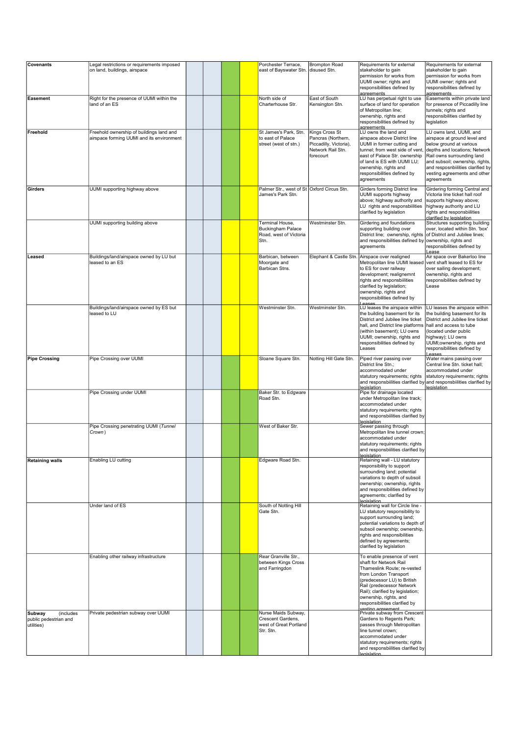| | | | | | | | | | |
|---|---|---|---|---|---|---|---|---|---|
| **Covenants** | Legal restrictions or requirements imposed on land, buildings, airspace | | | | | Porchester Terrace, east of Bayswater Stn. | Brompton Road disused Stn. | Requirements for external stakeholder to gain permission for works from UUMI owner; rights and responsibilities defined by agreements | Requirements for external stakeholder to gain permission for works from UUMI owner; rights and responsibilities defined by agreements |
| **Easement** | Right for the presence of UUMI within the land of an ES | | | | | North side of Charterhouse Str. | East of South Kensington Stn. | LU has perpetual right to use surface of land for operation of Metropolitan line; ownership, rights and responsibilities defined by agreements | Easements within private land for presence of Piccadilly line tunnels; rights and responsibilities clarified by legislation |
| **Freehold** | Freehold ownership of buildings land and airspace forming UUMI and its environment | | | | | St James's Park, Stn. to east of Palace street (west of stn.) | Kings Cross St Pancras (Northern, Piccadilly, Victoria), Network Rail Stn. forecourt | LU owns the land and airspace above District line UUMI in former cutting and tunnel; from west side of vent, east of Palace Str. ownership of land is ES with UUMI LU; ownership, rights and responsibilities defined by agreements | LU owns land, UUMI, and airspace at ground level and below ground at various depths and locations; Network Rail owns surrounding land and subsoil; ownership, rights, and resposnbiilities clarified by vesting agreements and other agreements |
| **Girders** | UUMI supporting highway above | | | | | Palmer Str., west of St James's Park Stn. | Oxford Circus Stn. | Girders forming District line UUMI supports highway above; highway authority and LU rights and responsbiilities clarified by legislation | Girdering forming Central and Victoria line ticket hall roof supports highway above; highway authority and LU rights and responsibilities clarified by legislation |
| | UUMI supporting building above | | | | | Terminal House, Buckingham Palace Road, west of Victoria Stn. | Westminster Stn. | Girdering and foundations supporting building over District line; ownership, rights and responsibilities defined by agreements | Structures supporting building over, located within Stn. 'box' of District and Jubilee lines; ownership, rights and responsibilities defined by Lease |
| **Leased** | Buildings/land/airspace owned by LU but leased to an ES | | | | | Barbican, between Moorgate and Barbican Stns. | Elephant & Castle Stn. | Airspace over realigned Metropolitan line UUMI leased to ES for over railway development; realignemnt rights and responsbiilities clarified by legislation; ownership, rights and responsibilities defined by Leases | Air space over Bakerloo line vent shaft leased to ES for over sailing development; ownership, rights and responsibilities defined by Lease |
| | Buildings/land/airspace owned by ES but leased to LU | | | | | Westminster Stn. | Westminster Stn. | LU leases the airspace within the building basement for its District and Jubilee line ticket hall, and District line platforms (within basement); LU owns UUMI; ownership, rights and responsibilities defined by Leases | LU leases the airspace within the building basement for its District and Jubilee line ticket hall and access to tube (located under public highway); LU owns UUMI;ownership, rights and responsibilities defined by Leases |
| **Pipe Crossing** | Pipe Crossing over UUMI | | | | | Sloane Square Stn. | Notting Hill Gate Stn. | Piped river passing over District line Stn.; accommodated under statutory requirements; rights and responsbiilities clarified by legislation | Water mains passing over Central line Stn. ticket hall; accommodated under statutory requirements; rights and responsbiilities clarified by legislation |
| | Pipe Crossing under UUMI | | | | | Baker Str. to Edgware Road Stn. | | Pipe for drainage located under Metropolitan line track; accommodated under statutory requirements; rights and responsbiilities clarified by legislation | |
| | Pipe Crossing penetrating UUMI (*Tunnel Crown*) | | | | | West of Baker Str. | | Sewer passing through Metropolitan line tunnel crown; accommodated under statutory requirements; rights and responsbiilities clarified by legislation | |
| **Retaining walls** | Enabling LU cutting | | | | | Edgware Road Stn. | | Retaining wall - LU statutory responsibility to support surrounding land; potential variations to depth of subsoil ownership; ownership, rights and responsibilities defined by agreements; clarified by legislation | |
| | Under land of ES | | | | | South of Notting Hill Gate Stn. | | Retaining wall for Circle line - LU statutory responsibility to support surrounding land; potential variations to depth of subsoil ownership; ownership, rights and responsibilities defined by agreements; clarified by legislation | |
| | Enabling other railway infrastructure | | | | | Rear Granville Str., between Kings Cross and Farringdon | | To enable presence of vent shaft for Network Rail Thameslink Route; re-vested from London Transport (predecessor LU) to British Rail (predecessor Network Rail); clarified by legislation; ownership, rights, and responsibilities clarified by vesting agreement | |
| **Subway** (includes public pedestrian and utilities) | Private pedestrian subway over UUMI | | | | | Nurse Maids Subway, Crescent Gardens, west of Great Portland Str. Stn. | | Private subway from Crescent Gardens to Regents Park; passes through Metropolitan line tunnel crown; accommodated under statutory requirements; rights and responsbiilities clarified by legislation | |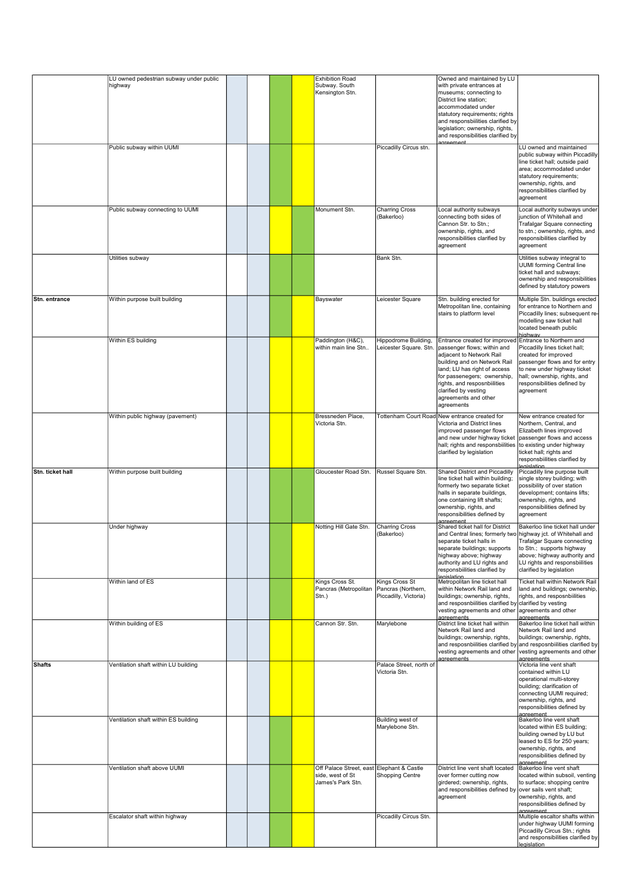|  |  |  |  |  |  |  |  |  |  |
|---|---|---|---|---|---|---|---|---|---|
|  | LU owned pedestrian subway under public highway |  |  |  |  | Exhibition Road Subway. South Kensington Stn. |  | Owned and maintained by LU with private entrances at museums; connecting to District line station; accommodated under statutory requirements; rights and responsbiilities clarified by legislation; ownership, rights, and responsibilities clarified by agreement |  |
|  | Public subway within UUMI |  |  |  |  |  | Piccadilly Circus stn. |  | LU owned and maintained public subway within Piccadilly line ticket hall; outside paid area; accommodated under statutory requirements; ownership, rights, and responsibilities clarified by agreement |
|  | Public subway connecting to UUMI |  |  |  |  | Monument Stn. | Charring Cross (Bakerloo) | Local authority subways connecting both sides of Cannon Str. to Stn.; ownership, rights, and responsibilities clarified by agreement | Local authority subways under junction of Whitehall and Trafalgar Square connecting to stn.; ownership, rights, and responsibilities clarified by agreement |
|  | Utilities subway |  |  |  |  |  | Bank Stn. |  | Utilities subway integral to UUMI forming Central line ticket hall and subways; ownership and responsibilities defined by statutory powers |
| **Stn. entrance** | Within purpose built building |  |  |  |  | Bayswater | Leicester Square | Stn. building erected for Metropolitan line, containing stairs to platform level | Multiple Stn. buildings erected for entrance to Northern and Piccadilly lines; subsequent re-modelling saw ticket hall located beneath public highway |
|  | Within ES building |  |  |  |  | Paddington (H&C), within main line Stn.. | Hippodrome Building, Leicester Square. Stn. | Entrance created for improved passenger flows; within and adjacent to Network Rail building and on Network Rail land; LU has right of access for passenegers; ownership, rights, and responsbilities clarified by vesting agreements and other agreements | Entrance to Northern and Piccadilly lines ticket hall; created for improved passenger flows and for entry to new under highway ticket hall; ownership, rights, and responsibilities defined by agreement |
|  | Within public highway (pavement) |  |  |  |  | Bressneden Place, Victoria Stn. | Tottenham Court Road | New entrance created for Victoria and District lines improved passenger flows and new under highway ticket hall; rights and responsbilities clarified by legislation | New entrance created for Northern, Central, and Elizabeth lines improved passenger flows and access to existing under highway ticket hall; rights and responsibilities clarified by legislation |
| **Stn. ticket hall** | Within purpose built building |  |  |  |  | Gloucester Road Stn. | Russel Square Stn. | Shared District and Piccadilly line ticket hall within building; formerly two separate ticket halls in separate buildings, one containing lift shafts; ownership, rights, and responsibilities defined by agreement | Piccadilly line purpose built single storey building; with possibility of over station development; contains lifts; ownership, rights, and responsibilities defined by agreement |
|  | Under highway |  |  |  |  | Notting Hill Gate Stn. | Charring Cross (Bakerloo) | Shared ticket hall for District and Central lines; formerly two separate ticket halls in separate buildings; supports highway above; highway authority and LU rights and responsibilities clarified by legislation | Bakerloo line ticket hall under highway jct. of Whitehall and Trafalgar Square connecting to Stn.; supports highway above; highway authority and LU rights and responsibilities clarified by legislation |
|  | Within land of ES |  |  |  |  | Kings Cross St. Pancras (Metropolitan Stn.) | Kings Cross St Pancras (Northern, Piccadilly, Victoria) | Metropolitan line ticket hall within Network Rail land and buildings; ownership, rights, and resposnbiilities clarified by vesting agreements and other agreements | Ticket hall within Network Rail land and buildings; ownership, rights, and resposnbiilities clarified by vesting agreements and other agreements |
|  | Within building of ES |  |  |  |  | Cannon Str. Stn. | Marylebone | District line ticket hall within Network Rail land and buildings; ownership, rights, and resposnbiilities clarified by vesting agreements and other agreements | Bakerloo line ticket hall within Network Rail land and buildings; ownership, rights, and resposnbiilities clarified by vesting agreements and other agreements |
| **Shafts** | Ventilation shaft within LU building |  |  |  |  |  | Palace Street, north of Victoria Stn. |  | Victoria line vent shaft contained within LU operational multi-storey building; clarification of connecting UUMI required; ownership, rights, and responsibilities defined by agreement |
|  | Ventilation shaft within ES building |  |  |  |  |  | Building west of Marylebone Stn. |  | Bakerloo line vent shaft located within ES building; building owned by LU but leased to ES for 250 years; ownership, rights, and responsibilities defined by agreement |
|  | Ventilation shaft above UUMI |  |  |  |  | Off Palace Street, east side, west of St James's Park Stn. | Elephant & Castle Shopping Centre | District line vent shaft located over former cutting now girdered; ownership, rights, and responsibilities defined by agreement | Bakerloo line vent shaft located within subsoil, venting to surface; shopping centre over sails vent shaft; ownership, rights, and responsibilities defined by agreement |
|  | Escalator shaft within highway |  |  |  |  |  | Piccadilly Circus Stn. |  | Multiple escaltor shafts within under highway UUMI forming Piccadilly Circus Stn.; rights and responsibilities clarified by legislation |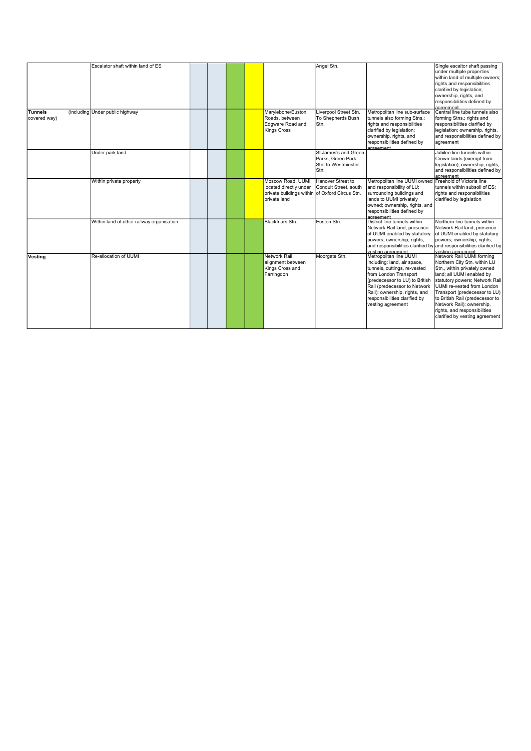| | | | | | | | | | |
|---|---|---|---|---|---|---|---|---|---|
| | Escalator shaft within land of ES | | | | | | Angel Stn. | | Single escalator shaft passing under multiple properties within land of multiple owners; rights and responsibilities clarified by legislation; ownership, rights, and responsibilities defined by agreement |
| **Tunnels** (including covered way) | Under public highway | | | | | Marylebone/Euston Roads, between Edgware Road and Kings Cross | Liverpool Street Stn. To Shepherds Bush Stn. | Metropolitan line sub-surface tunnels also forming Stns.; rights and responsibilities clarified by legislation; ownership, rights, and responsibilities defined by agreement | Central line tube tunnels also forming Stns.; rights and responsibilities clarified by legislation; ownership, rights, and responsibilities defined by agreement |
| | Under park land | | | | | | St James's and Green Parks, Green Park Stn. to Westminster Stn. | | Jubilee line tunnels within Crown lands (exempt from legislation); ownership, rights, and responsibilities defined by agreement |
| | Within private property | | | | | Moscow Road, UUMI located directly under private buildings within private land | Hanover Street to Conduit Street, south of Oxford Circus Stn. | Metropolitan line UUMI owned and responsibility of LU; surrounding buildings and lands to UUMI privately owned; ownership, rights, and responsibilities defined by agreement | Freehold of Victoria line tunnels within subsoil of ES; rights and responsibilities clarified by legislation |
| | Within land of other railway organisation | | | | | Blackfriars Stn. | Euston Stn. | District line tunnels within Network Rail land; presence of UUMI enabled by statutory powers; ownership, rights, and responsibilities clarified by vesting agreement | Northern line tunnels within Network Rail land; presence of UUMI enabled by statutory powers; ownership, rights, and responsibilities clarified by vesting agreement |
| **Vesting** | Re-allocation of UUMI | | | | | Network Rail alignment between Kings Cross and Farringdon | Moorgate Stn. | Metropolitan line UUMI including: land, air space, tunnels, cuttings, re-vested from London Transport (predecessor to LU) to British Rail (predecessor to Network Rail); ownership, rights, and responsibilities clarified by vesting agreement | Network Rail UUMI forming Northern City Stn. within LU Stn., within privately owned land; all UUMI enabled by statutory powers; Network Rail UUMI re-vested from London Transport (predecessor to LU) to British Rail (predecessor to Network Rail); ownership, rights, and responsibilities clarified by vesting agreement |